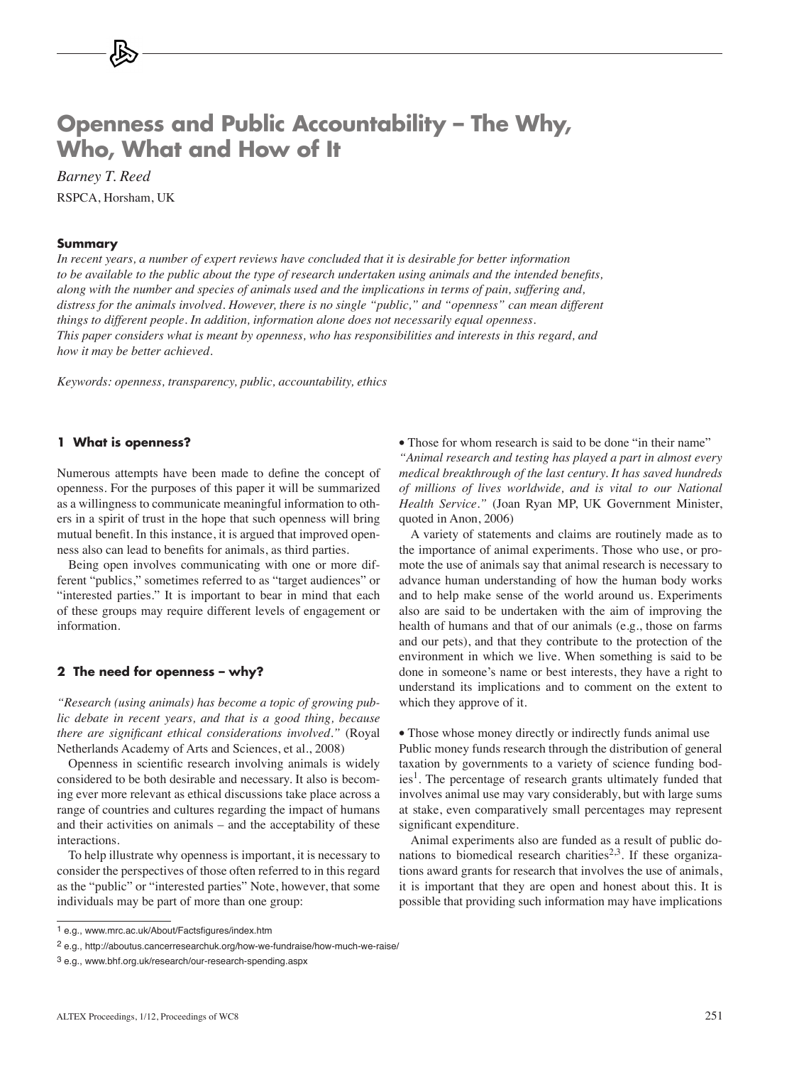# Openness and Public Accountability – The Why, Who, What and How of It

*Barney T. Reed*

RSPCA, Horsham, UK

### Summary

*In recent years, a number of expert reviews have concluded that it is desirable for better information to be available to the public about the type of research undertaken using animals and the intended benefits, along with the number and species of animals used and the implications in terms of pain, suffering and, distress for the animals involved. However, there is no single "public," and "openness" can mean different things to different people. In addition, information alone does not necessarily equal openness. This paper considers what is meant by openness, who has responsibilities and interests in this regard, and how it may be better achieved.*

*Keywords: openness, transparency, public, accountability, ethics*

## 1 What is openness?

Numerous attempts have been made to define the concept of openness. For the purposes of this paper it will be summarized as a willingness to communicate meaningful information to others in a spirit of trust in the hope that such openness will bring mutual benefit. In this instance, it is argued that improved openness also can lead to benefits for animals, as third parties.

Being open involves communicating with one or more different "publics," sometimes referred to as "target audiences" or "interested parties." It is important to bear in mind that each of these groups may require different levels of engagement or information.

## 2 The need for openness – why?

*"Research (using animals) has become a topic of growing public debate in recent years, and that is a good thing, because there are significant ethical considerations involved."* (Royal Netherlands Academy of Arts and Sciences, et al., 2008)

Openness in scientific research involving animals is widely considered to be both desirable and necessary. It also is becoming ever more relevant as ethical discussions take place across a range of countries and cultures regarding the impact of humans and their activities on animals – and the acceptability of these interactions.

To help illustrate why openness is important, it is necessary to consider the perspectives of those often referred to in this regard as the "public" or "interested parties" Note, however, that some individuals may be part of more than one group:

- Those for whom research is said to be done "in their name"

*"Animal research and testing has played a part in almost every medical breakthrough of the last century. It has saved hundreds of millions of lives worldwide, and is vital to our National Health Service."* (Joan Ryan MP, UK Government Minister, quoted in Anon, 2006)

A variety of statements and claims are routinely made as to the importance of animal experiments. Those who use, or promote the use of animals say that animal research is necessary to advance human understanding of how the human body works and to help make sense of the world around us. Experiments also are said to be undertaken with the aim of improving the health of humans and that of our animals (e.g., those on farms and our pets), and that they contribute to the protection of the environment in which we live. When something is said to be done in someone's name or best interests, they have a right to understand its implications and to comment on the extent to which they approve of it.

- Those whose money directly or indirectly funds animal use

Public money funds research through the distribution of general taxation by governments to a variety of science funding bodies[1]. The percentage of research grants ultimately funded that involves animal use may vary considerably, but with large sums at stake, even comparatively small percentages may represent significant expenditure.

Animal experiments also are funded as a result of public donations to biomedical research charities[2,3]. If these organizations award grants for research that involves the use of animals, it is important that they are open and honest about this. It is possible that providing such information may have implications

---

[1] e.g., www.mrc.ac.uk/About/Factsfigures/index.htm

[2] e.g., http://aboutus.cancerresearchuk.org/how-we-fundraise/how-much-we-raise/

[3] e.g., www.bhf.org.uk/research/our-research-spending.aspx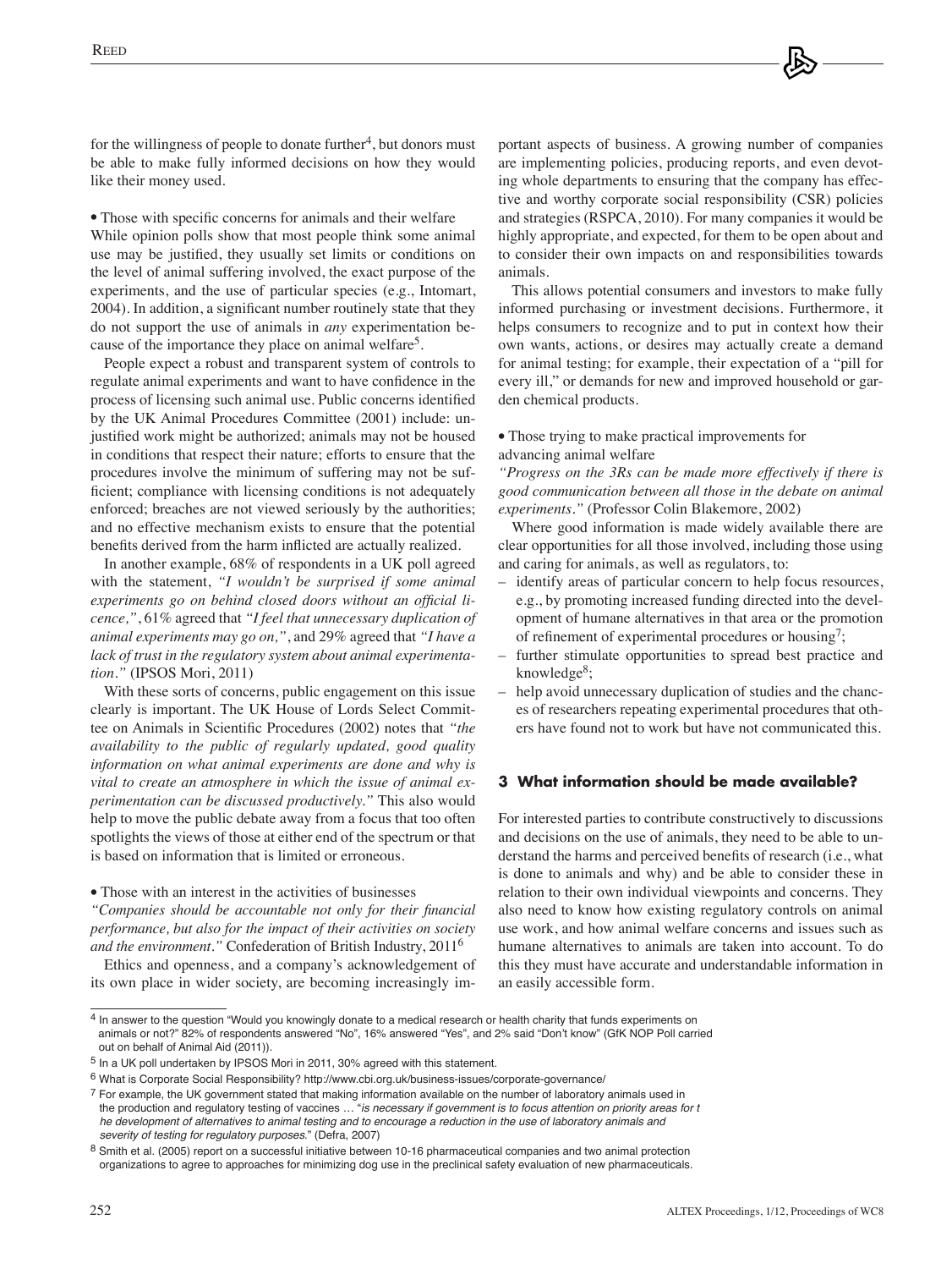for the willingness of people to donate further[4], but donors must be able to make fully informed decisions on how they would like their money used.

• Those with specific concerns for animals and their welfare

While opinion polls show that most people think some animal use may be justified, they usually set limits or conditions on the level of animal suffering involved, the exact purpose of the experiments, and the use of particular species (e.g., Intomart, 2004). In addition, a significant number routinely state that they do not support the use of animals in *any* experimentation because of the importance they place on animal welfare[5].

People expect a robust and transparent system of controls to regulate animal experiments and want to have confidence in the process of licensing such animal use. Public concerns identified by the UK Animal Procedures Committee (2001) include: unjustified work might be authorized; animals may not be housed in conditions that respect their nature; efforts to ensure that the procedures involve the minimum of suffering may not be sufficient; compliance with licensing conditions is not adequately enforced; breaches are not viewed seriously by the authorities; and no effective mechanism exists to ensure that the potential benefits derived from the harm inflicted are actually realized.

In another example, 68% of respondents in a UK poll agreed with the statement, *"I wouldn't be surprised if some animal experiments go on behind closed doors without an official licence,"*, 61% agreed that *"I feel that unnecessary duplication of animal experiments may go on,"*, and 29% agreed that *"I have a lack of trust in the regulatory system about animal experimentation."* (IPSOS Mori, 2011)

With these sorts of concerns, public engagement on this issue clearly is important. The UK House of Lords Select Committee on Animals in Scientific Procedures (2002) notes that *"the availability to the public of regularly updated, good quality information on what animal experiments are done and why is vital to create an atmosphere in which the issue of animal experimentation can be discussed productively."* This also would help to move the public debate away from a focus that too often spotlights the views of those at either end of the spectrum or that is based on information that is limited or erroneous.

• Those with an interest in the activities of businesses

*"Companies should be accountable not only for their financial performance, but also for the impact of their activities on society and the environment."* Confederation of British Industry, 2011[6]

Ethics and openness, and a company's acknowledgement of its own place in wider society, are becoming increasingly important aspects of business. A growing number of companies are implementing policies, producing reports, and even devoting whole departments to ensuring that the company has effective and worthy corporate social responsibility (CSR) policies and strategies (RSPCA, 2010). For many companies it would be highly appropriate, and expected, for them to be open about and to consider their own impacts on and responsibilities towards animals.

This allows potential consumers and investors to make fully informed purchasing or investment decisions. Furthermore, it helps consumers to recognize and to put in context how their own wants, actions, or desires may actually create a demand for animal testing; for example, their expectation of a "pill for every ill," or demands for new and improved household or garden chemical products.

• Those trying to make practical improvements for advancing animal welfare

*"Progress on the 3Rs can be made more effectively if there is good communication between all those in the debate on animal experiments."* (Professor Colin Blakemore, 2002)

Where good information is made widely available there are clear opportunities for all those involved, including those using and caring for animals, as well as regulators, to:

- identify areas of particular concern to help focus resources, e.g., by promoting increased funding directed into the development of humane alternatives in that area or the promotion of refinement of experimental procedures or housing[7];
- further stimulate opportunities to spread best practice and knowledge[8];
- help avoid unnecessary duplication of studies and the chances of researchers repeating experimental procedures that others have found not to work but have not communicated this.

## 3 What information should be made available?

For interested parties to contribute constructively to discussions and decisions on the use of animals, they need to be able to understand the harms and perceived benefits of research (i.e., what is done to animals and why) and be able to consider these in relation to their own individual viewpoints and concerns. They also need to know how existing regulatory controls on animal use work, and how animal welfare concerns and issues such as humane alternatives to animals are taken into account. To do this they must have accurate and understandable information in an easily accessible form.

---

[4] In answer to the question "Would you knowingly donate to a medical research or health charity that funds experiments on animals or not?" 82% of respondents answered "No", 16% answered "Yes", and 2% said "Don't know" (GfK NOP Poll carried out on behalf of Animal Aid (2011)).

[5] In a UK poll undertaken by IPSOS Mori in 2011, 30% agreed with this statement.

[6] What is Corporate Social Responsibility? http://www.cbi.org.uk/business-issues/corporate-governance/

[7] For example, the UK government stated that making information available on the number of laboratory animals used in the production and regulatory testing of vaccines … "*is necessary if government is to focus attention on priority areas for t he development of alternatives to animal testing and to encourage a reduction in the use of laboratory animals and severity of testing for regulatory purposes.*" (Defra, 2007)

[8] Smith et al. (2005) report on a successful initiative between 10-16 pharmaceutical companies and two animal protection organizations to agree to approaches for minimizing dog use in the preclinical safety evaluation of new pharmaceuticals.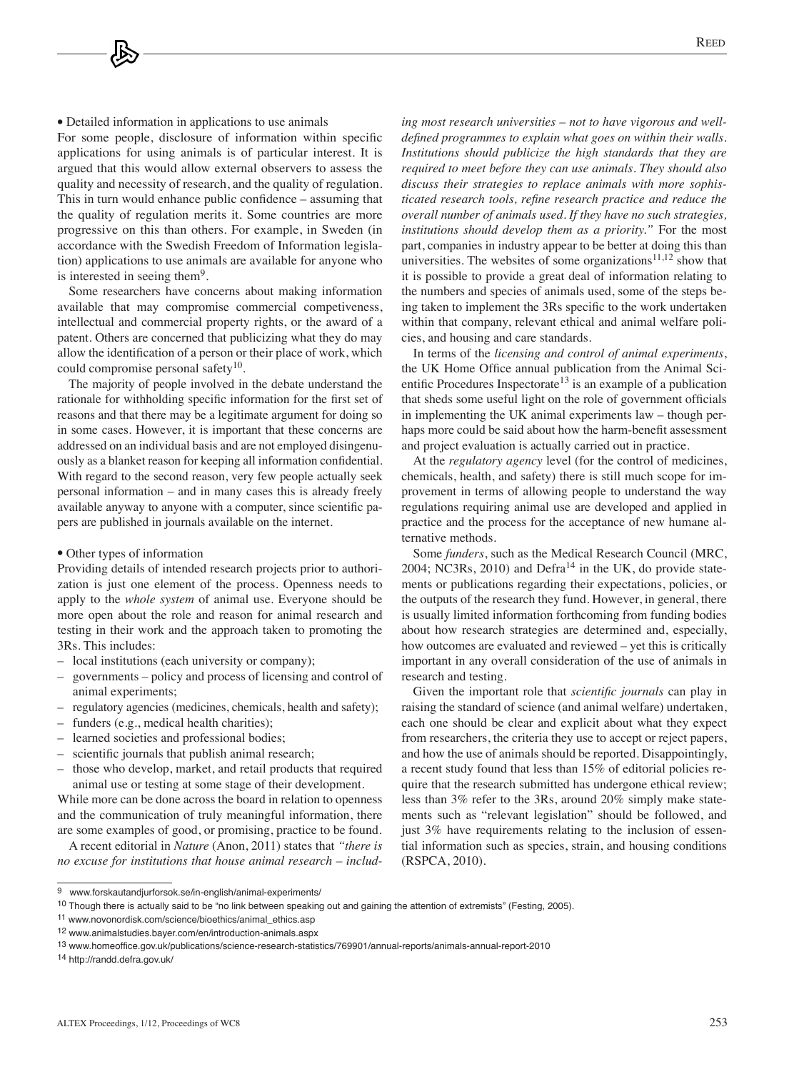• Detailed information in applications to use animals

For some people, disclosure of information within specific applications for using animals is of particular interest. It is argued that this would allow external observers to assess the quality and necessity of research, and the quality of regulation. This in turn would enhance public confidence – assuming that the quality of regulation merits it. Some countries are more progressive on this than others. For example, in Sweden (in accordance with the Swedish Freedom of Information legislation) applications to use animals are available for anyone who is interested in seeing them[9].

Some researchers have concerns about making information available that may compromise commercial competiveness, intellectual and commercial property rights, or the award of a patent. Others are concerned that publicizing what they do may allow the identification of a person or their place of work, which could compromise personal safety[10].

The majority of people involved in the debate understand the rationale for withholding specific information for the first set of reasons and that there may be a legitimate argument for doing so in some cases. However, it is important that these concerns are addressed on an individual basis and are not employed disingenuously as a blanket reason for keeping all information confidential. With regard to the second reason, very few people actually seek personal information – and in many cases this is already freely available anyway to anyone with a computer, since scientific papers are published in journals available on the internet.

• Other types of information

Providing details of intended research projects prior to authorization is just one element of the process. Openness needs to apply to the *whole system* of animal use. Everyone should be more open about the role and reason for animal research and testing in their work and the approach taken to promoting the 3Rs. This includes:

- local institutions (each university or company);
- governments – policy and process of licensing and control of animal experiments;
- regulatory agencies (medicines, chemicals, health and safety);
- funders (e.g., medical health charities);
- learned societies and professional bodies;
- scientific journals that publish animal research;
- those who develop, market, and retail products that required animal use or testing at some stage of their development.

While more can be done across the board in relation to openness and the communication of truly meaningful information, there are some examples of good, or promising, practice to be found.

A recent editorial in *Nature* (Anon, 2011) states that *"there is no excuse for institutions that house animal research – including most research universities – not to have vigorous and well-defined programmes to explain what goes on within their walls. Institutions should publicize the high standards that they are required to meet before they can use animals. They should also discuss their strategies to replace animals with more sophisticated research tools, refine research practice and reduce the overall number of animals used. If they have no such strategies, institutions should develop them as a priority."* For the most part, companies in industry appear to be better at doing this than universities. The websites of some organizations[11,12] show that it is possible to provide a great deal of information relating to the numbers and species of animals used, some of the steps being taken to implement the 3Rs specific to the work undertaken within that company, relevant ethical and animal welfare policies, and housing and care standards.

In terms of the *licensing and control of animal experiments*, the UK Home Office annual publication from the Animal Scientific Procedures Inspectorate[13] is an example of a publication that sheds some useful light on the role of government officials in implementing the UK animal experiments law – though perhaps more could be said about how the harm-benefit assessment and project evaluation is actually carried out in practice.

At the *regulatory agency* level (for the control of medicines, chemicals, health, and safety) there is still much scope for improvement in terms of allowing people to understand the way regulations requiring animal use are developed and applied in practice and the process for the acceptance of new humane alternative methods.

Some *funders*, such as the Medical Research Council (MRC, 2004; NC3Rs, 2010) and Defra[14] in the UK, do provide statements or publications regarding their expectations, policies, or the outputs of the research they fund. However, in general, there is usually limited information forthcoming from funding bodies about how research strategies are determined and, especially, how outcomes are evaluated and reviewed – yet this is critically important in any overall consideration of the use of animals in research and testing.

Given the important role that *scientific journals* can play in raising the standard of science (and animal welfare) undertaken, each one should be clear and explicit about what they expect from researchers, the criteria they use to accept or reject papers, and how the use of animals should be reported. Disappointingly, a recent study found that less than 15% of editorial policies require that the research submitted has undergone ethical review; less than 3% refer to the 3Rs, around 20% simply make statements such as "relevant legislation" should be followed, and just 3% have requirements relating to the inclusion of essential information such as species, strain, and housing conditions (RSPCA, 2010).

---

[9] www.forskautandjurforsok.se/in-english/animal-experiments/

[10] Though there is actually said to be "no link between speaking out and gaining the attention of extremists" (Festing, 2005).

[11] www.novonordisk.com/science/bioethics/animal_ethics.asp

[12] www.animalstudies.bayer.com/en/introduction-animals.aspx

[13] www.homeoffice.gov.uk/publications/science-research-statistics/769901/annual-reports/animals-annual-report-2010

[14] http://randd.defra.gov.uk/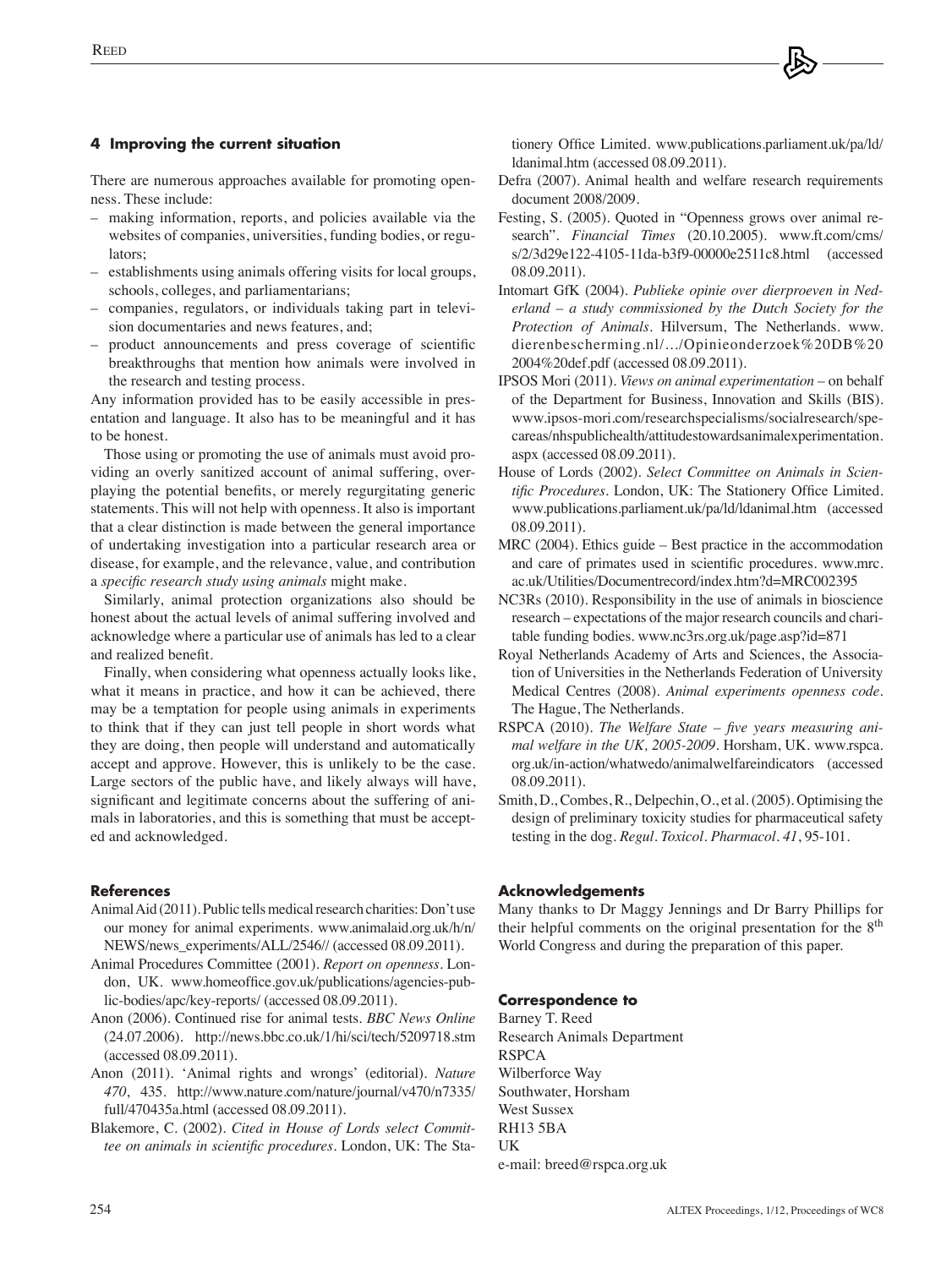### 4 Improving the current situation

There are numerous approaches available for promoting openness. These include:

- making information, reports, and policies available via the websites of companies, universities, funding bodies, or regulators;
- establishments using animals offering visits for local groups, schools, colleges, and parliamentarians;
- companies, regulators, or individuals taking part in television documentaries and news features, and;
- product announcements and press coverage of scientific breakthroughs that mention how animals were involved in the research and testing process.

Any information provided has to be easily accessible in presentation and language. It also has to be meaningful and it has to be honest.

Those using or promoting the use of animals must avoid providing an overly sanitized account of animal suffering, overplaying the potential benefits, or merely regurgitating generic statements. This will not help with openness. It also is important that a clear distinction is made between the general importance of undertaking investigation into a particular research area or disease, for example, and the relevance, value, and contribution a *specific research study using animals* might make.

Similarly, animal protection organizations also should be honest about the actual levels of animal suffering involved and acknowledge where a particular use of animals has led to a clear and realized benefit.

Finally, when considering what openness actually looks like, what it means in practice, and how it can be achieved, there may be a temptation for people using animals in experiments to think that if they can just tell people in short words what they are doing, then people will understand and automatically accept and approve. However, this is unlikely to be the case. Large sectors of the public have, and likely always will have, significant and legitimate concerns about the suffering of animals in laboratories, and this is something that must be accepted and acknowledged.

### References

Animal Aid (2011). Public tells medical research charities: Don't use our money for animal experiments. www.animalaid.org.uk/h/n/NEWS/news_experiments/ALL/2546// (accessed 08.09.2011).

Animal Procedures Committee (2001). *Report on openness*. London, UK. www.homeoffice.gov.uk/publications/agencies-public-bodies/apc/key-reports/ (accessed 08.09.2011).

Anon (2006). Continued rise for animal tests. *BBC News Online* (24.07.2006). http://news.bbc.co.uk/1/hi/sci/tech/5209718.stm (accessed 08.09.2011).

Anon (2011). 'Animal rights and wrongs' (editorial). *Nature 470*, 435. http://www.nature.com/nature/journal/v470/n7335/full/470435a.html (accessed 08.09.2011).

Blakemore, C. (2002). *Cited in House of Lords select Committee on animals in scientific procedures*. London, UK: The Stationery Office Limited. www.publications.parliament.uk/pa/ld/ldanimal.htm (accessed 08.09.2011).

Defra (2007). Animal health and welfare research requirements document 2008/2009.

Festing, S. (2005). Quoted in "Openness grows over animal research". *Financial Times* (20.10.2005). www.ft.com/cms/s/2/3d29e122-4105-11da-b3f9-00000e2511c8.html (accessed 08.09.2011).

Intomart GfK (2004). *Publieke opinie over dierproeven in Nederland – a study commissioned by the Dutch Society for the Protection of Animals*. Hilversum, The Netherlands. www.dierenbescherming.nl/.../Opinieonderzoek%20DB%202004%20def.pdf (accessed 08.09.2011).

IPSOS Mori (2011). *Views on animal experimentation* – on behalf of the Department for Business, Innovation and Skills (BIS). www.ipsos-mori.com/researchspecialisms/socialresearch/specareas/nhspublichealth/attitudestowardsanimalexperimentation.aspx (accessed 08.09.2011).

House of Lords (2002). *Select Committee on Animals in Scientific Procedures*. London, UK: The Stationery Office Limited. www.publications.parliament.uk/pa/ld/ldanimal.htm (accessed 08.09.2011).

MRC (2004). Ethics guide – Best practice in the accommodation and care of primates used in scientific procedures. www.mrc.ac.uk/Utilities/Documentrecord/index.htm?d=MRC002395

NC3Rs (2010). Responsibility in the use of animals in bioscience research – expectations of the major research councils and charitable funding bodies. www.nc3rs.org.uk/page.asp?id=871

Royal Netherlands Academy of Arts and Sciences, the Association of Universities in the Netherlands Federation of University Medical Centres (2008). *Animal experiments openness code*. The Hague, The Netherlands.

RSPCA (2010). *The Welfare State – five years measuring animal welfare in the UK, 2005-2009*. Horsham, UK. www.rspca.org.uk/in-action/whatwedo/animalwelfareindicators (accessed 08.09.2011).

Smith, D., Combes, R., Delpechin, O., et al. (2005). Optimising the design of preliminary toxicity studies for pharmaceutical safety testing in the dog. *Regul. Toxicol. Pharmacol. 41*, 95-101.

### Acknowledgements

Many thanks to Dr Maggy Jennings and Dr Barry Phillips for their helpful comments on the original presentation for the 8th World Congress and during the preparation of this paper.

### Correspondence to

Barney T. Reed
Research Animals Department
RSPCA
Wilberforce Way
Southwater, Horsham
West Sussex
RH13 5BA
UK
e-mail: breed@rspca.org.uk